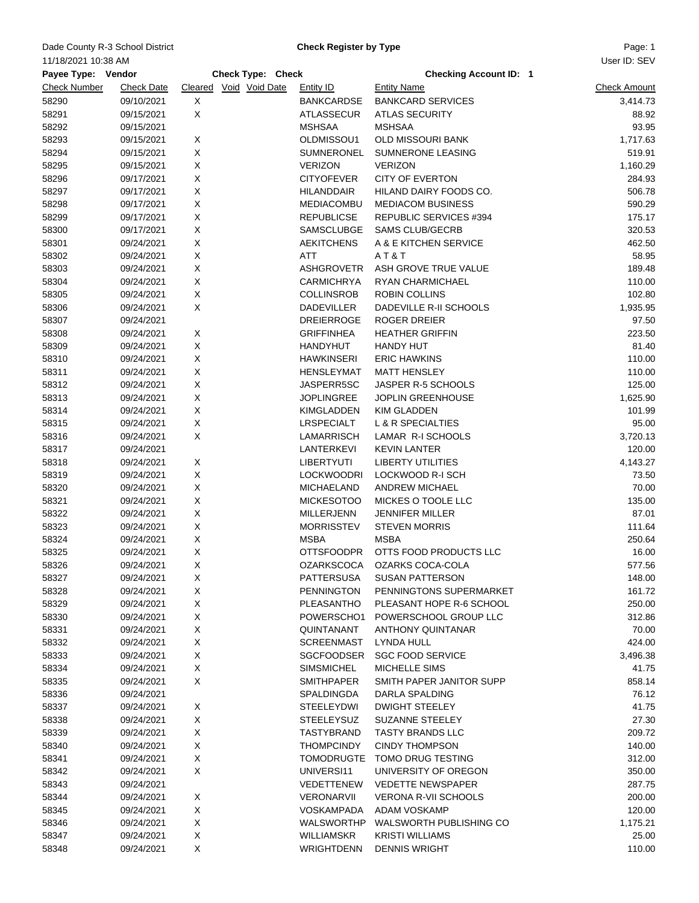Dade County R-3 School District

11/18/2021 10:38 AM

**Check Register by Type**

User ID: SEV

**Payee Type: Vendor** **Check Type: Check** **Checking Account ID: 1**

| Check Number | Check Date | Cleared | Void | Void Date | Entity ID | Entity Name | Check Amount |
|---|---|---|---|---|---|---|---|
| 58290 | 09/10/2021 | X | | | BANKCARDSE | BANKCARD SERVICES | 3,414.73 |
| 58291 | 09/15/2021 | X | | | ATLASSECUR | ATLAS SECURITY | 88.92 |
| 58292 | 09/15/2021 | | | | MSHSAA | MSHSAA | 93.95 |
| 58293 | 09/15/2021 | X | | | OLDMISSOU1 | OLD MISSOURI BANK | 1,717.63 |
| 58294 | 09/15/2021 | X | | | SUMNERONEL | SUMNERONE LEASING | 519.91 |
| 58295 | 09/15/2021 | X | | | VERIZON | VERIZON | 1,160.29 |
| 58296 | 09/17/2021 | X | | | CITYOFEVER | CITY OF EVERTON | 284.93 |
| 58297 | 09/17/2021 | X | | | HILANDDAIR | HILAND DAIRY FOODS CO. | 506.78 |
| 58298 | 09/17/2021 | X | | | MEDIACOMBU | MEDIACOM BUSINESS | 590.29 |
| 58299 | 09/17/2021 | X | | | REPUBLICSE | REPUBLIC SERVICES #394 | 175.17 |
| 58300 | 09/17/2021 | X | | | SAMSCLUBGE | SAMS CLUB/GECRB | 320.53 |
| 58301 | 09/24/2021 | X | | | AEKITCHENS | A & E KITCHEN SERVICE | 462.50 |
| 58302 | 09/24/2021 | X | | | ATT | A T & T | 58.95 |
| 58303 | 09/24/2021 | X | | | ASHGROVETR | ASH GROVE TRUE VALUE | 189.48 |
| 58304 | 09/24/2021 | X | | | CARMICHRYA | RYAN CHARMICHAEL | 110.00 |
| 58305 | 09/24/2021 | X | | | COLLINSROB | ROBIN COLLINS | 102.80 |
| 58306 | 09/24/2021 | X | | | DADEVILLER | DADEVILLE R-II SCHOOLS | 1,935.95 |
| 58307 | 09/24/2021 | | | | DREIERROGE | ROGER DREIER | 97.50 |
| 58308 | 09/24/2021 | X | | | GRIFFINHEA | HEATHER GRIFFIN | 223.50 |
| 58309 | 09/24/2021 | X | | | HANDYHUT | HANDY HUT | 81.40 |
| 58310 | 09/24/2021 | X | | | HAWKINSERI | ERIC HAWKINS | 110.00 |
| 58311 | 09/24/2021 | X | | | HENSLEYMAT | MATT HENSLEY | 110.00 |
| 58312 | 09/24/2021 | X | | | JASPERR5SC | JASPER R-5 SCHOOLS | 125.00 |
| 58313 | 09/24/2021 | X | | | JOPLINGREE | JOPLIN GREENHOUSE | 1,625.90 |
| 58314 | 09/24/2021 | X | | | KIMGLADDEN | KIM GLADDEN | 101.99 |
| 58315 | 09/24/2021 | X | | | LRSPECIALT | L & R SPECIALTIES | 95.00 |
| 58316 | 09/24/2021 | X | | | LAMARRISCH | LAMAR R-I SCHOOLS | 3,720.13 |
| 58317 | 09/24/2021 | | | | LANTERKEVI | KEVIN LANTER | 120.00 |
| 58318 | 09/24/2021 | X | | | LIBERTYUTI | LIBERTY UTILITIES | 4,143.27 |
| 58319 | 09/24/2021 | X | | | LOCKWOODRI | LOCKWOOD R-I SCH | 73.50 |
| 58320 | 09/24/2021 | X | | | MICHAELAND | ANDREW MICHAEL | 70.00 |
| 58321 | 09/24/2021 | X | | | MICKESOTOO | MICKES O TOOLE LLC | 135.00 |
| 58322 | 09/24/2021 | X | | | MILLERJENN | JENNIFER MILLER | 87.01 |
| 58323 | 09/24/2021 | X | | | MORRISSTEV | STEVEN MORRIS | 111.64 |
| 58324 | 09/24/2021 | X | | | MSBA | MSBA | 250.64 |
| 58325 | 09/24/2021 | X | | | OTTSFOODPR | OTTS FOOD PRODUCTS LLC | 16.00 |
| 58326 | 09/24/2021 | X | | | OZARKSCOCA | OZARKS COCA-COLA | 577.56 |
| 58327 | 09/24/2021 | X | | | PATTERSUSA | SUSAN PATTERSON | 148.00 |
| 58328 | 09/24/2021 | X | | | PENNINGTON | PENNINGTONS SUPERMARKET | 161.72 |
| 58329 | 09/24/2021 | X | | | PLEASANTHO | PLEASANT HOPE R-6 SCHOOL | 250.00 |
| 58330 | 09/24/2021 | X | | | POWERSCHO1 | POWERSCHOOL GROUP LLC | 312.86 |
| 58331 | 09/24/2021 | X | | | QUINTANANT | ANTHONY QUINTANAR | 70.00 |
| 58332 | 09/24/2021 | X | | | SCREENMAST | LYNDA HULL | 424.00 |
| 58333 | 09/24/2021 | X | | | SGCFOODSER | SGC FOOD SERVICE | 3,496.38 |
| 58334 | 09/24/2021 | X | | | SIMSMICHEL | MICHELLE SIMS | 41.75 |
| 58335 | 09/24/2021 | X | | | SMITHPAPER | SMITH PAPER JANITOR SUPP | 858.14 |
| 58336 | 09/24/2021 | | | | SPALDINGDA | DARLA SPALDING | 76.12 |
| 58337 | 09/24/2021 | X | | | STEELEYDWI | DWIGHT STEELEY | 41.75 |
| 58338 | 09/24/2021 | X | | | STEELEYSUZ | SUZANNE STEELEY | 27.30 |
| 58339 | 09/24/2021 | X | | | TASTYBRAND | TASTY BRANDS LLC | 209.72 |
| 58340 | 09/24/2021 | X | | | THOMPCINDY | CINDY THOMPSON | 140.00 |
| 58341 | 09/24/2021 | X | | | TOMODRUGTE | TOMO DRUG TESTING | 312.00 |
| 58342 | 09/24/2021 | X | | | UNIVERSI11 | UNIVERSITY OF OREGON | 350.00 |
| 58343 | 09/24/2021 | | | | VEDETTENEW | VEDETTE NEWSPAPER | 287.75 |
| 58344 | 09/24/2021 | X | | | VERONARVII | VERONA R-VII SCHOOLS | 200.00 |
| 58345 | 09/24/2021 | X | | | VOSKAMPADA | ADAM VOSKAMP | 120.00 |
| 58346 | 09/24/2021 | X | | | WALSWORTHP | WALSWORTH PUBLISHING CO | 1,175.21 |
| 58347 | 09/24/2021 | X | | | WILLIAMSKR | KRISTI WILLIAMS | 25.00 |
| 58348 | 09/24/2021 | X | | | WRIGHTDENN | DENNIS WRIGHT | 110.00 |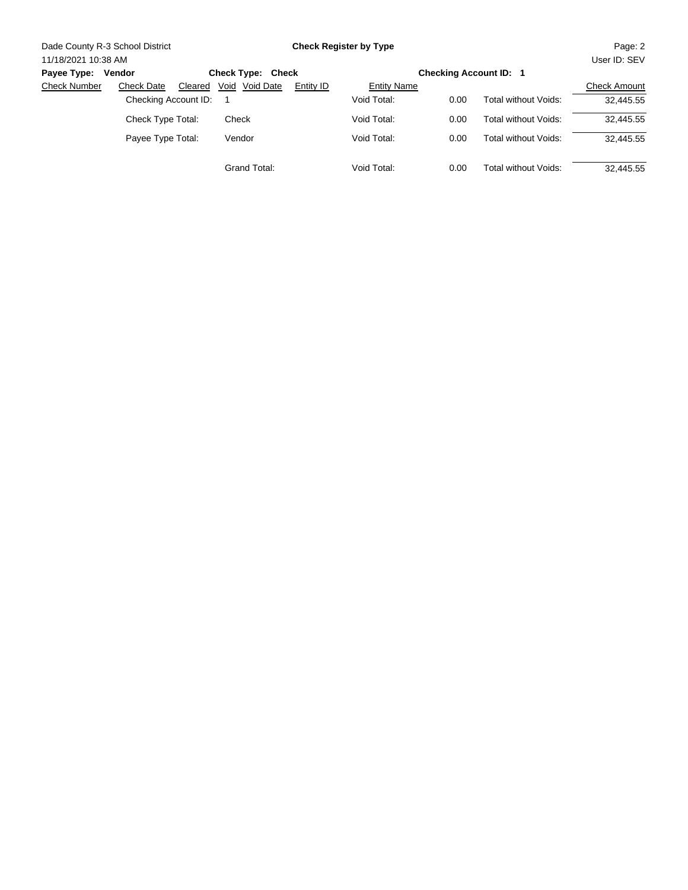Dade County R-3 School District

11/18/2021 10:38 AM

**Check Register by Type**

User ID: SEV

**Payee Type: Vendor** **Check Type: Check** **Checking Account ID: 1**

| Check Number | Check Date | Cleared | Void | Void Date | Entity ID | Entity Name | | | Check Amount |
|---|---|---|---|---|---|---|---|---|---|
| | Checking Account ID: | | 1 | | | Void Total: | 0.00 | Total without Voids: | 32,445.55 |
| | Check Type Total: | | Check | | | Void Total: | 0.00 | Total without Voids: | 32,445.55 |
| | Payee Type Total: | | Vendor | | | Void Total: | 0.00 | Total without Voids: | 32,445.55 |
| | | | Grand Total: | | | Void Total: | 0.00 | Total without Voids: | 32,445.55 |